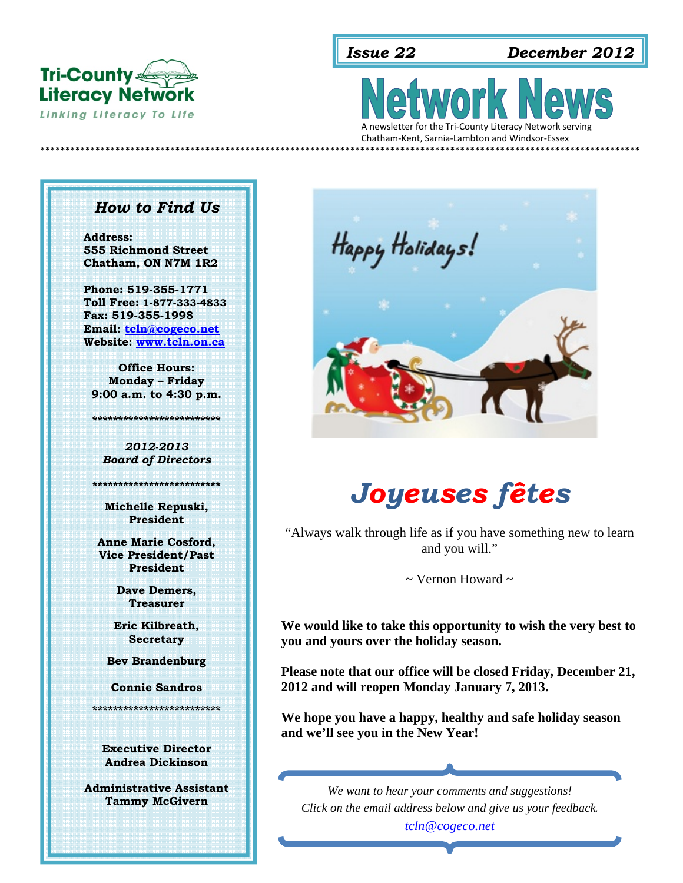**Tri-County Literacy Network**
*Linking Literacy To Life*

**Issue 22** | **December 2012**

# Network News

A newsletter for the Tri-County Literacy Network serving Chatham-Kent, Sarnia-Lambton and Windsor-Essex

## How to Find Us

**Address:**
**555 Richmond Street**
**Chatham, ON N7M 1R2**

**Phone: 519-355-1771**
**Toll Free: 1-877-333-4833**
**Fax: 519-355-1998**
**Email: tcln@cogeco.net**
**Website: www.tcln.on.ca**

**Office Hours:**
**Monday – Friday**
**9:00 a.m. to 4:30 p.m.**

*************************

***2012-2013***
***Board of Directors***

*************************

**Michelle Repuski, President**

**Anne Marie Cosford, Vice President/Past President**

**Dave Demers, Treasurer**

**Eric Kilbreath, Secretary**

**Bev Brandenburg**

**Connie Sandros**

*************************

**Executive Director**
**Andrea Dickinson**

**Administrative Assistant**
**Tammy McGivern**

Happy Holidays!

# *Joyeuses fêtes*

"Always walk through life as if you have something new to learn and you will."

~ Vernon Howard ~

**We would like to take this opportunity to wish the very best to you and yours over the holiday season.**

**Please note that our office will be closed Friday, December 21, 2012 and will reopen Monday January 7, 2013.**

**We hope you have a happy, healthy and safe holiday season and we'll see you in the New Year!**

*We want to hear your comments and suggestions!*
*Click on the email address below and give us your feedback.*
*tcln@cogeco.net*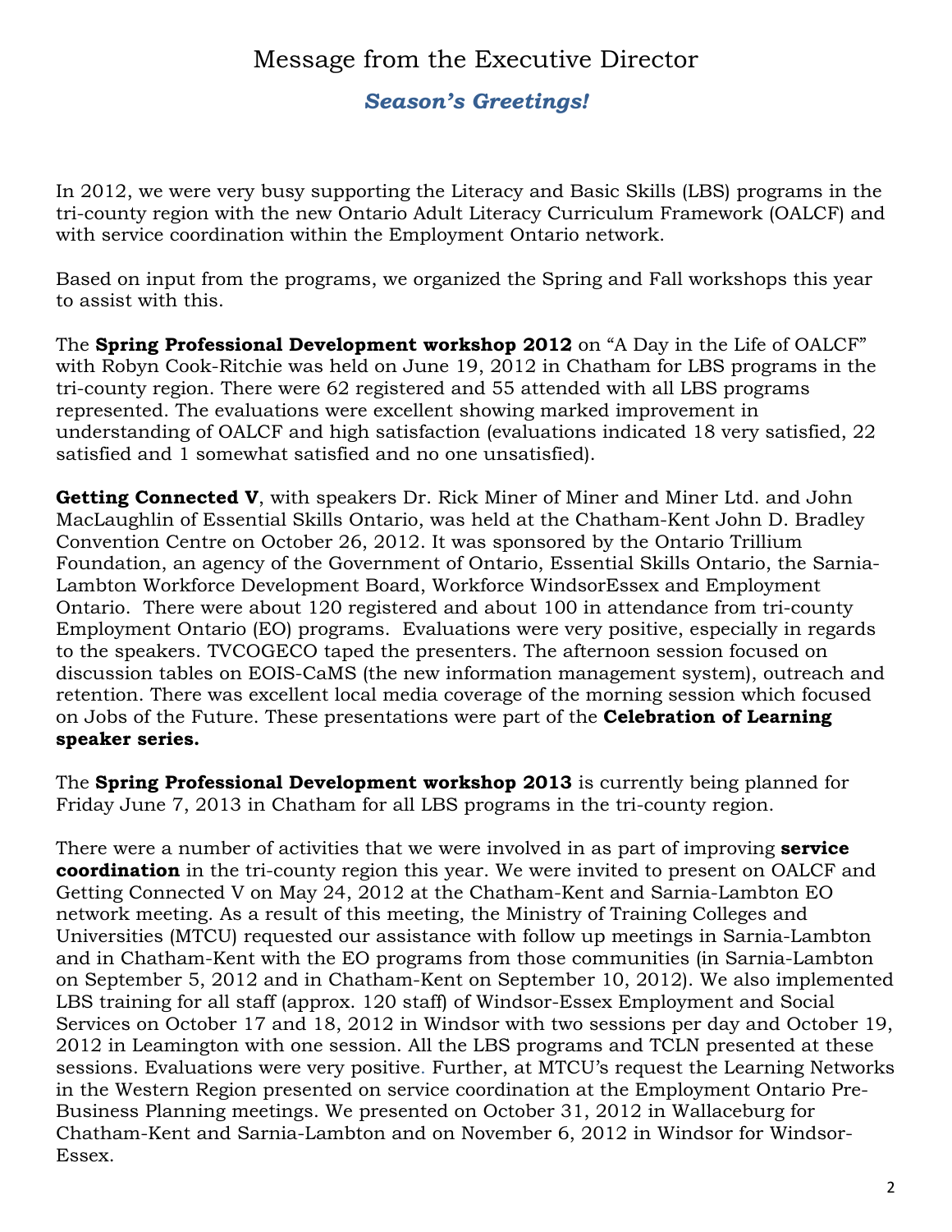# Message from the Executive Director

### ***Season's Greetings!***

In 2012, we were very busy supporting the Literacy and Basic Skills (LBS) programs in the tri-county region with the new Ontario Adult Literacy Curriculum Framework (OALCF) and with service coordination within the Employment Ontario network.

Based on input from the programs, we organized the Spring and Fall workshops this year to assist with this.

The **Spring Professional Development workshop 2012** on "A Day in the Life of OALCF" with Robyn Cook-Ritchie was held on June 19, 2012 in Chatham for LBS programs in the tri-county region. There were 62 registered and 55 attended with all LBS programs represented. The evaluations were excellent showing marked improvement in understanding of OALCF and high satisfaction (evaluations indicated 18 very satisfied, 22 satisfied and 1 somewhat satisfied and no one unsatisfied).

**Getting Connected V**, with speakers Dr. Rick Miner of Miner and Miner Ltd. and John MacLaughlin of Essential Skills Ontario, was held at the Chatham-Kent John D. Bradley Convention Centre on October 26, 2012. It was sponsored by the Ontario Trillium Foundation, an agency of the Government of Ontario, Essential Skills Ontario, the Sarnia-Lambton Workforce Development Board, Workforce WindsorEssex and Employment Ontario. There were about 120 registered and about 100 in attendance from tri-county Employment Ontario (EO) programs. Evaluations were very positive, especially in regards to the speakers. TVCOGECO taped the presenters. The afternoon session focused on discussion tables on EOIS-CaMS (the new information management system), outreach and retention. There was excellent local media coverage of the morning session which focused on Jobs of the Future. These presentations were part of the **Celebration of Learning speaker series.**

The **Spring Professional Development workshop 2013** is currently being planned for Friday June 7, 2013 in Chatham for all LBS programs in the tri-county region.

There were a number of activities that we were involved in as part of improving **service coordination** in the tri-county region this year. We were invited to present on OALCF and Getting Connected V on May 24, 2012 at the Chatham-Kent and Sarnia-Lambton EO network meeting. As a result of this meeting, the Ministry of Training Colleges and Universities (MTCU) requested our assistance with follow up meetings in Sarnia-Lambton and in Chatham-Kent with the EO programs from those communities (in Sarnia-Lambton on September 5, 2012 and in Chatham-Kent on September 10, 2012). We also implemented LBS training for all staff (approx. 120 staff) of Windsor-Essex Employment and Social Services on October 17 and 18, 2012 in Windsor with two sessions per day and October 19, 2012 in Leamington with one session. All the LBS programs and TCLN presented at these sessions. Evaluations were very positive. Further, at MTCU's request the Learning Networks in the Western Region presented on service coordination at the Employment Ontario Pre-Business Planning meetings. We presented on October 31, 2012 in Wallaceburg for Chatham-Kent and Sarnia-Lambton and on November 6, 2012 in Windsor for Windsor-Essex.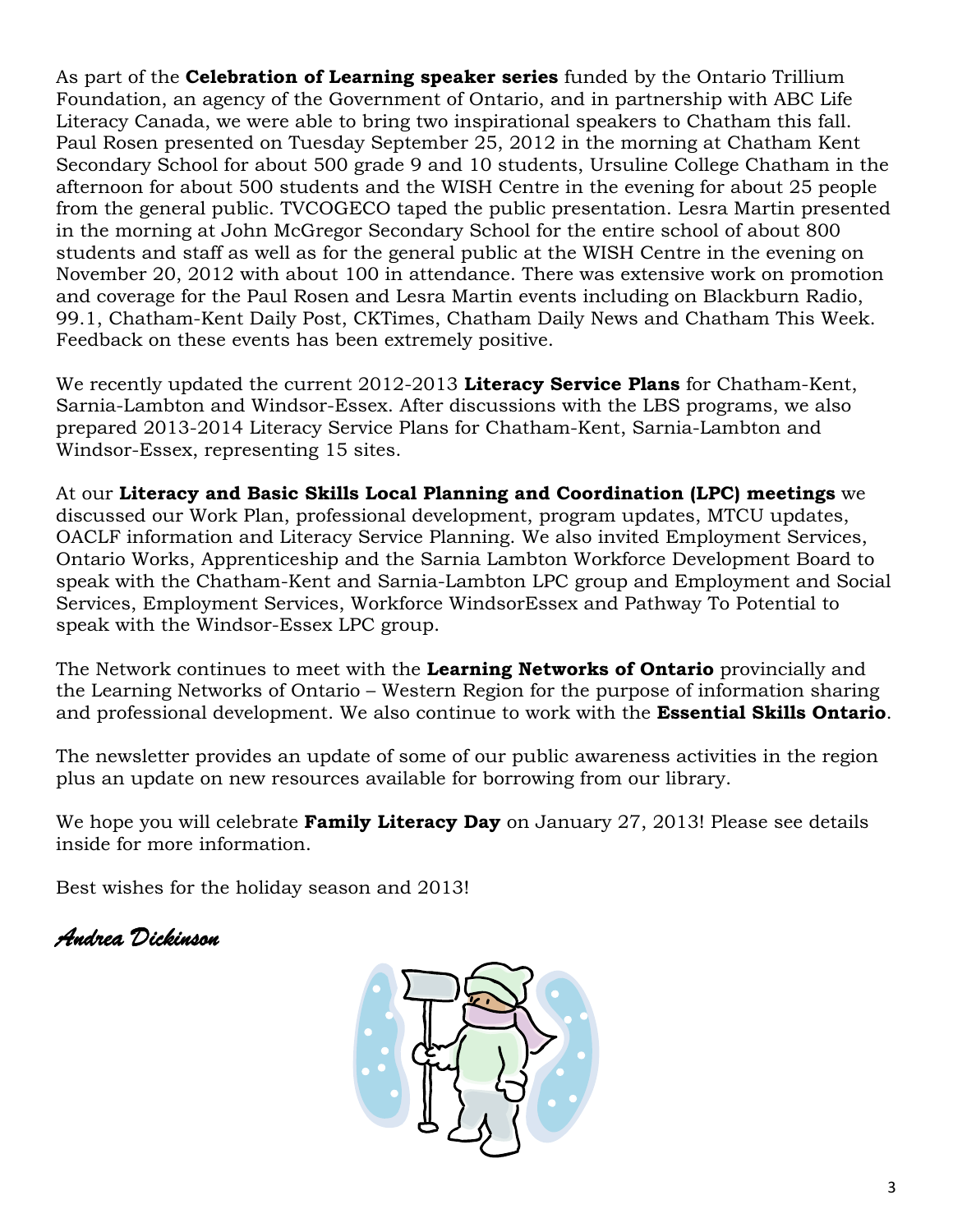As part of the **Celebration of Learning speaker series** funded by the Ontario Trillium Foundation, an agency of the Government of Ontario, and in partnership with ABC Life Literacy Canada, we were able to bring two inspirational speakers to Chatham this fall. Paul Rosen presented on Tuesday September 25, 2012 in the morning at Chatham Kent Secondary School for about 500 grade 9 and 10 students, Ursuline College Chatham in the afternoon for about 500 students and the WISH Centre in the evening for about 25 people from the general public. TVCOGECO taped the public presentation. Lesra Martin presented in the morning at John McGregor Secondary School for the entire school of about 800 students and staff as well as for the general public at the WISH Centre in the evening on November 20, 2012 with about 100 in attendance. There was extensive work on promotion and coverage for the Paul Rosen and Lesra Martin events including on Blackburn Radio, 99.1, Chatham-Kent Daily Post, CKTimes, Chatham Daily News and Chatham This Week. Feedback on these events has been extremely positive.

We recently updated the current 2012-2013 **Literacy Service Plans** for Chatham-Kent, Sarnia-Lambton and Windsor-Essex. After discussions with the LBS programs, we also prepared 2013-2014 Literacy Service Plans for Chatham-Kent, Sarnia-Lambton and Windsor-Essex, representing 15 sites.

At our **Literacy and Basic Skills Local Planning and Coordination (LPC) meetings** we discussed our Work Plan, professional development, program updates, MTCU updates, OACLF information and Literacy Service Planning. We also invited Employment Services, Ontario Works, Apprenticeship and the Sarnia Lambton Workforce Development Board to speak with the Chatham-Kent and Sarnia-Lambton LPC group and Employment and Social Services, Employment Services, Workforce WindsorEssex and Pathway To Potential to speak with the Windsor-Essex LPC group.

The Network continues to meet with the **Learning Networks of Ontario** provincially and the Learning Networks of Ontario – Western Region for the purpose of information sharing and professional development. We also continue to work with the **Essential Skills Ontario**.

The newsletter provides an update of some of our public awareness activities in the region plus an update on new resources available for borrowing from our library.

We hope you will celebrate **Family Literacy Day** on January 27, 2013! Please see details inside for more information.

Best wishes for the holiday season and 2013!

*Andrea Dickinson*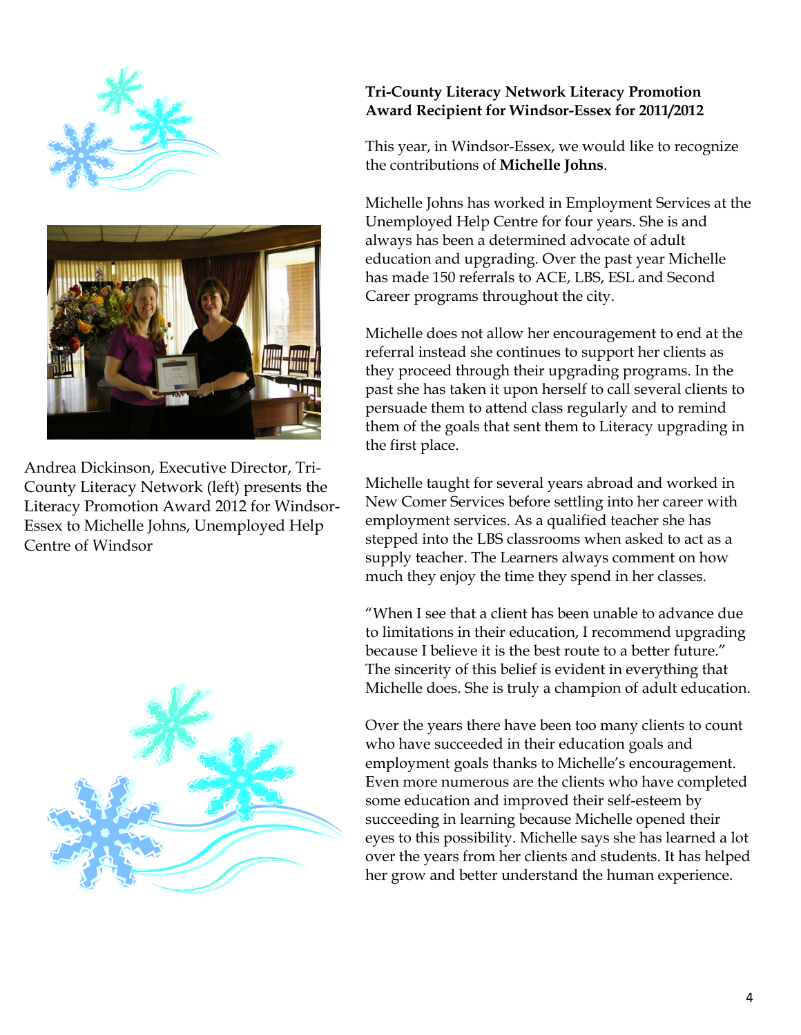Andrea Dickinson, Executive Director, Tri-County Literacy Network (left) presents the Literacy Promotion Award 2012 for Windsor-Essex to Michelle Johns, Unemployed Help Centre of Windsor

**Tri-County Literacy Network Literacy Promotion Award Recipient for Windsor-Essex for 2011/2012**

This year, in Windsor-Essex, we would like to recognize the contributions of **Michelle Johns**.

Michelle Johns has worked in Employment Services at the Unemployed Help Centre for four years. She is and always has been a determined advocate of adult education and upgrading. Over the past year Michelle has made 150 referrals to ACE, LBS, ESL and Second Career programs throughout the city.

Michelle does not allow her encouragement to end at the referral instead she continues to support her clients as they proceed through their upgrading programs. In the past she has taken it upon herself to call several clients to persuade them to attend class regularly and to remind them of the goals that sent them to Literacy upgrading in the first place.

Michelle taught for several years abroad and worked in New Comer Services before settling into her career with employment services. As a qualified teacher she has stepped into the LBS classrooms when asked to act as a supply teacher. The Learners always comment on how much they enjoy the time they spend in her classes.

"When I see that a client has been unable to advance due to limitations in their education, I recommend upgrading because I believe it is the best route to a better future." The sincerity of this belief is evident in everything that Michelle does. She is truly a champion of adult education.

Over the years there have been too many clients to count who have succeeded in their education goals and employment goals thanks to Michelle's encouragement. Even more numerous are the clients who have completed some education and improved their self-esteem by succeeding in learning because Michelle opened their eyes to this possibility. Michelle says she has learned a lot over the years from her clients and students. It has helped her grow and better understand the human experience.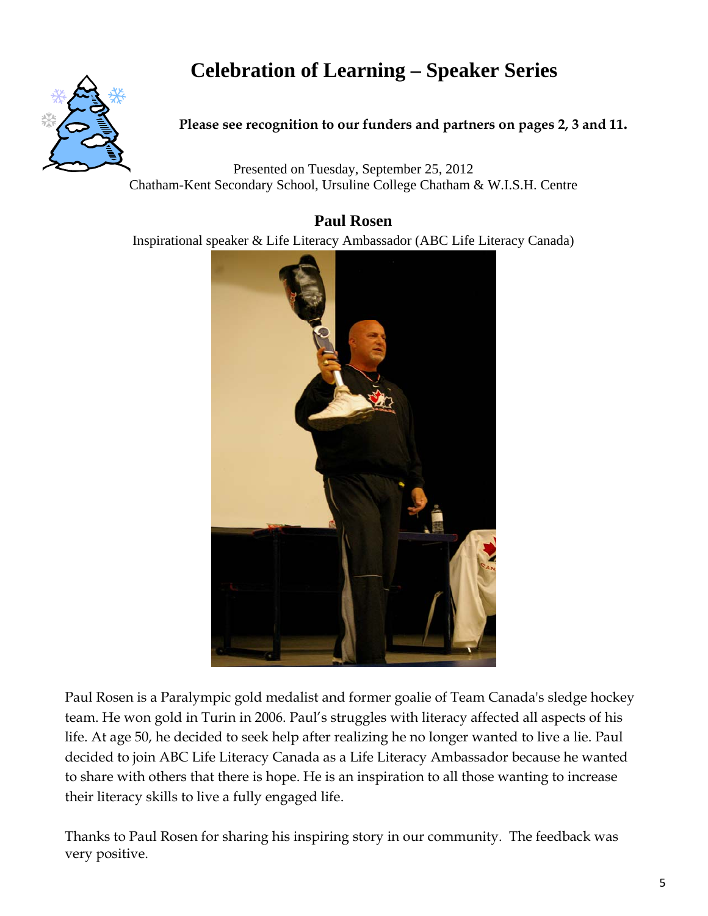# Celebration of Learning – Speaker Series

**Please see recognition to our funders and partners on pages 2, 3 and 11.**

Presented on Tuesday, September 25, 2012
Chatham-Kent Secondary School, Ursuline College Chatham & W.I.S.H. Centre

## Paul Rosen

Inspirational speaker & Life Literacy Ambassador (ABC Life Literacy Canada)

Paul Rosen is a Paralympic gold medalist and former goalie of Team Canada's sledge hockey team. He won gold in Turin in 2006. Paul's struggles with literacy affected all aspects of his life. At age 50, he decided to seek help after realizing he no longer wanted to live a lie. Paul decided to join ABC Life Literacy Canada as a Life Literacy Ambassador because he wanted to share with others that there is hope. He is an inspiration to all those wanting to increase their literacy skills to live a fully engaged life.

Thanks to Paul Rosen for sharing his inspiring story in our community. The feedback was very positive.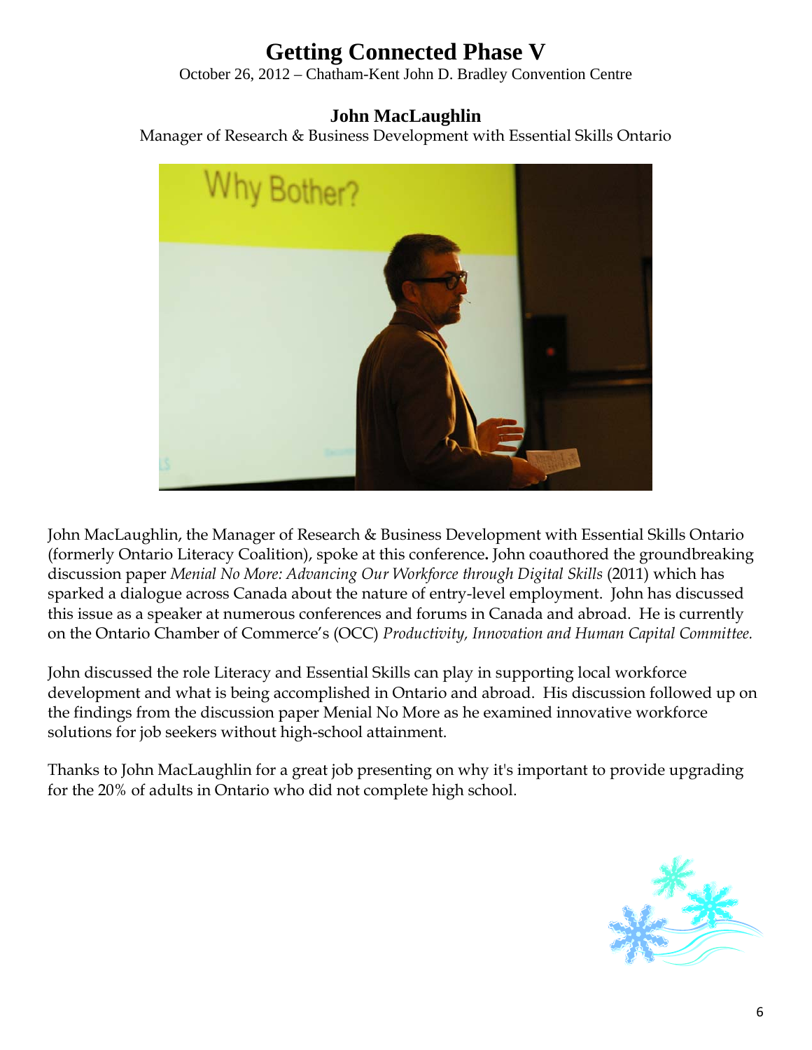# Getting Connected Phase V

October 26, 2012 – Chatham-Kent John D. Bradley Convention Centre

## John MacLaughlin

Manager of Research & Business Development with Essential Skills Ontario

John MacLaughlin, the Manager of Research & Business Development with Essential Skills Ontario (formerly Ontario Literacy Coalition), spoke at this conference. John coauthored the groundbreaking discussion paper *Menial No More: Advancing Our Workforce through Digital Skills* (2011) which has sparked a dialogue across Canada about the nature of entry-level employment. John has discussed this issue as a speaker at numerous conferences and forums in Canada and abroad. He is currently on the Ontario Chamber of Commerce's (OCC) *Productivity, Innovation and Human Capital Committee.*

John discussed the role Literacy and Essential Skills can play in supporting local workforce development and what is being accomplished in Ontario and abroad. His discussion followed up on the findings from the discussion paper Menial No More as he examined innovative workforce solutions for job seekers without high-school attainment.

Thanks to John MacLaughlin for a great job presenting on why it's important to provide upgrading for the 20% of adults in Ontario who did not complete high school.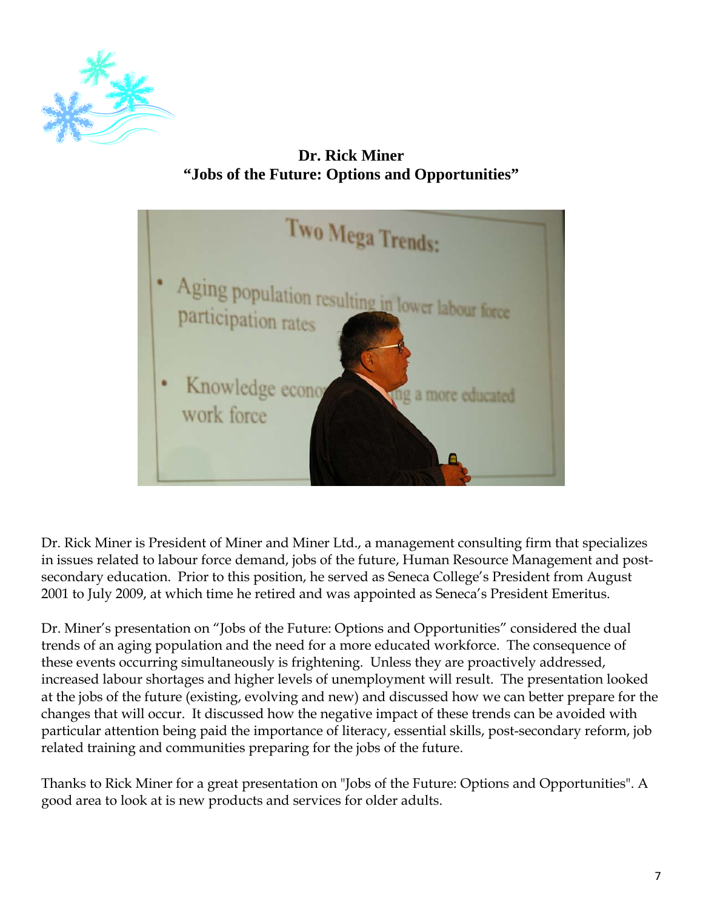**Dr. Rick Miner**
**"Jobs of the Future: Options and Opportunities"**

Dr. Rick Miner is President of Miner and Miner Ltd., a management consulting firm that specializes in issues related to labour force demand, jobs of the future, Human Resource Management and post-secondary education. Prior to this position, he served as Seneca College's President from August 2001 to July 2009, at which time he retired and was appointed as Seneca's President Emeritus.

Dr. Miner's presentation on "Jobs of the Future: Options and Opportunities" considered the dual trends of an aging population and the need for a more educated workforce. The consequence of these events occurring simultaneously is frightening. Unless they are proactively addressed, increased labour shortages and higher levels of unemployment will result. The presentation looked at the jobs of the future (existing, evolving and new) and discussed how we can better prepare for the changes that will occur. It discussed how the negative impact of these trends can be avoided with particular attention being paid the importance of literacy, essential skills, post-secondary reform, job related training and communities preparing for the jobs of the future.

Thanks to Rick Miner for a great presentation on "Jobs of the Future: Options and Opportunities". A good area to look at is new products and services for older adults.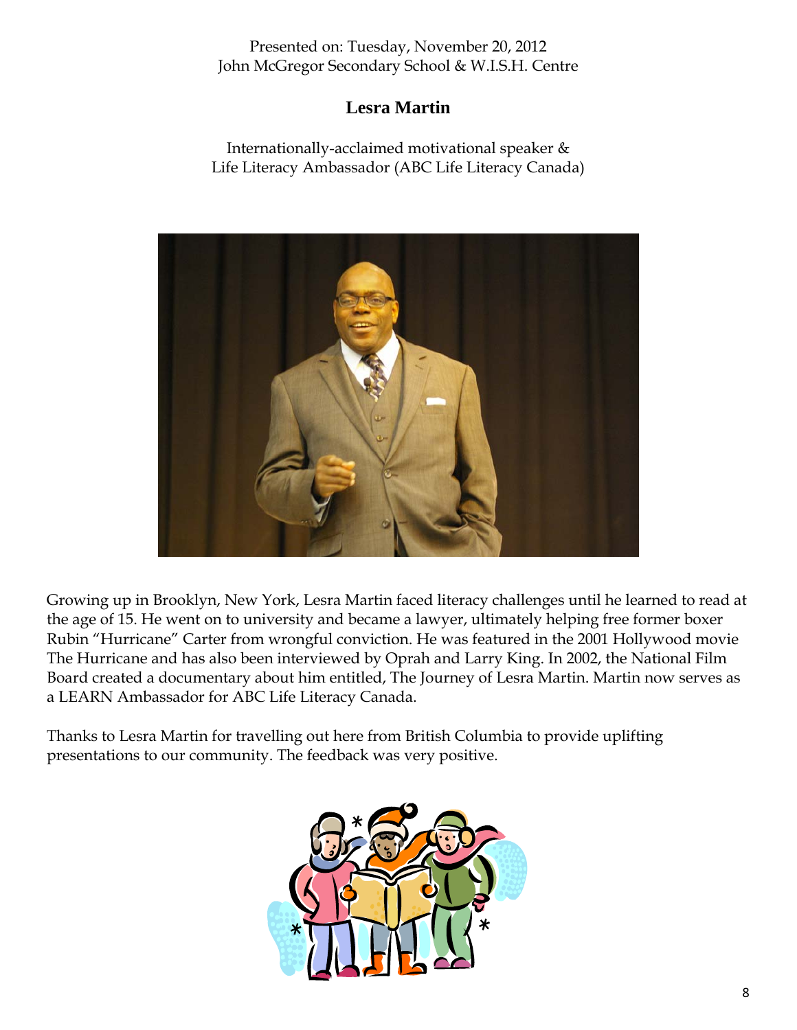Presented on: Tuesday, November 20, 2012
John McGregor Secondary School & W.I.S.H. Centre

## Lesra Martin

Internationally-acclaimed motivational speaker &
Life Literacy Ambassador (ABC Life Literacy Canada)

Growing up in Brooklyn, New York, Lesra Martin faced literacy challenges until he learned to read at the age of 15. He went on to university and became a lawyer, ultimately helping free former boxer Rubin "Hurricane" Carter from wrongful conviction. He was featured in the 2001 Hollywood movie The Hurricane and has also been interviewed by Oprah and Larry King. In 2002, the National Film Board created a documentary about him entitled, The Journey of Lesra Martin. Martin now serves as a LEARN Ambassador for ABC Life Literacy Canada.

Thanks to Lesra Martin for travelling out here from British Columbia to provide uplifting presentations to our community. The feedback was very positive.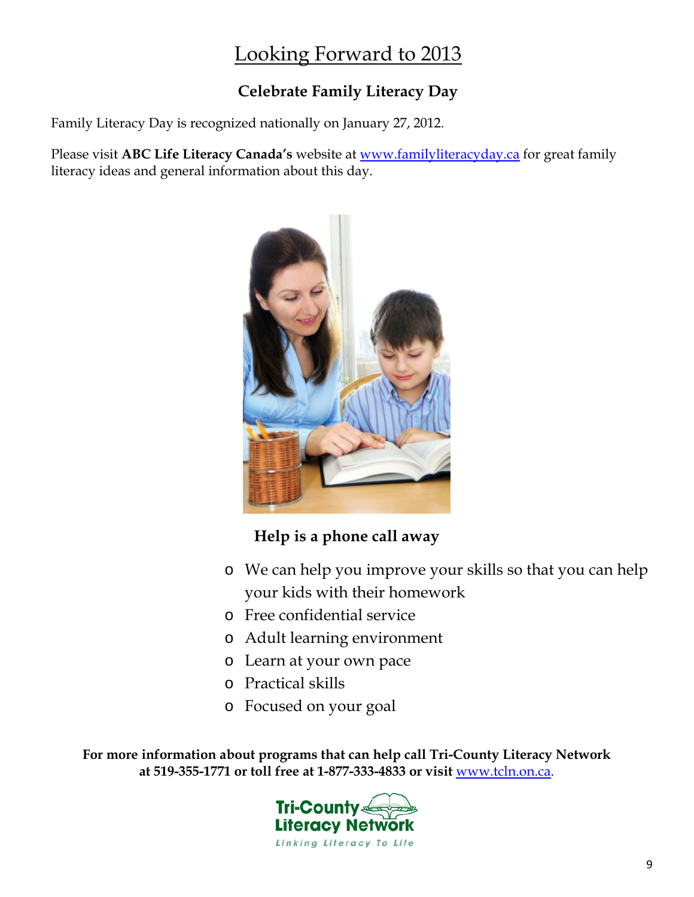# Looking Forward to 2013

## Celebrate Family Literacy Day

Family Literacy Day is recognized nationally on January 27, 2012.

Please visit **ABC Life Literacy Canada's** website at www.familyliteracyday.ca for great family literacy ideas and general information about this day.

### Help is a phone call away

- We can help you improve your skills so that you can help your kids with their homework
- Free confidential service
- Adult learning environment
- Learn at your own pace
- Practical skills
- Focused on your goal

**For more information about programs that can help call Tri-County Literacy Network at 519-355-1771 or toll free at 1-877-333-4833 or visit** www.tcln.on.ca.

Tri-County Literacy Network
*Linking Literacy To Life*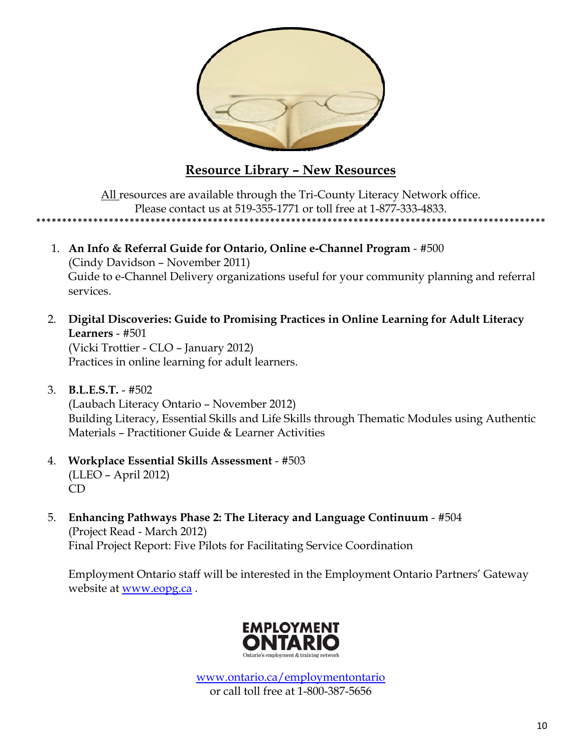## Resource Library – New Resources

All resources are available through the Tri-County Literacy Network office.
Please contact us at 519-355-1771 or toll free at 1-877-333-4833.

****************************************************************************************************

1. **An Info & Referral Guide for Ontario, Online e-Channel Program** - #500
   (Cindy Davidson – November 2011)
   Guide to e-Channel Delivery organizations useful for your community planning and referral services.

2. **Digital Discoveries: Guide to Promising Practices in Online Learning for Adult Literacy Learners** - #501
   (Vicki Trottier - CLO – January 2012)
   Practices in online learning for adult learners.

3. **B.L.E.S.T.** - #502
   (Laubach Literacy Ontario – November 2012)
   Building Literacy, Essential Skills and Life Skills through Thematic Modules using Authentic Materials – Practitioner Guide & Learner Activities

4. **Workplace Essential Skills Assessment** - #503
   (LLEO – April 2012)
   CD

5. **Enhancing Pathways Phase 2: The Literacy and Language Continuum** - #504
   (Project Read - March 2012)
   Final Project Report: Five Pilots for Facilitating Service Coordination

   Employment Ontario staff will be interested in the Employment Ontario Partners' Gateway website at www.eopg.ca .

EMPLOYMENT ONTARIO
Ontario's employment & training network

www.ontario.ca/employmentontario
or call toll free at 1-800-387-5656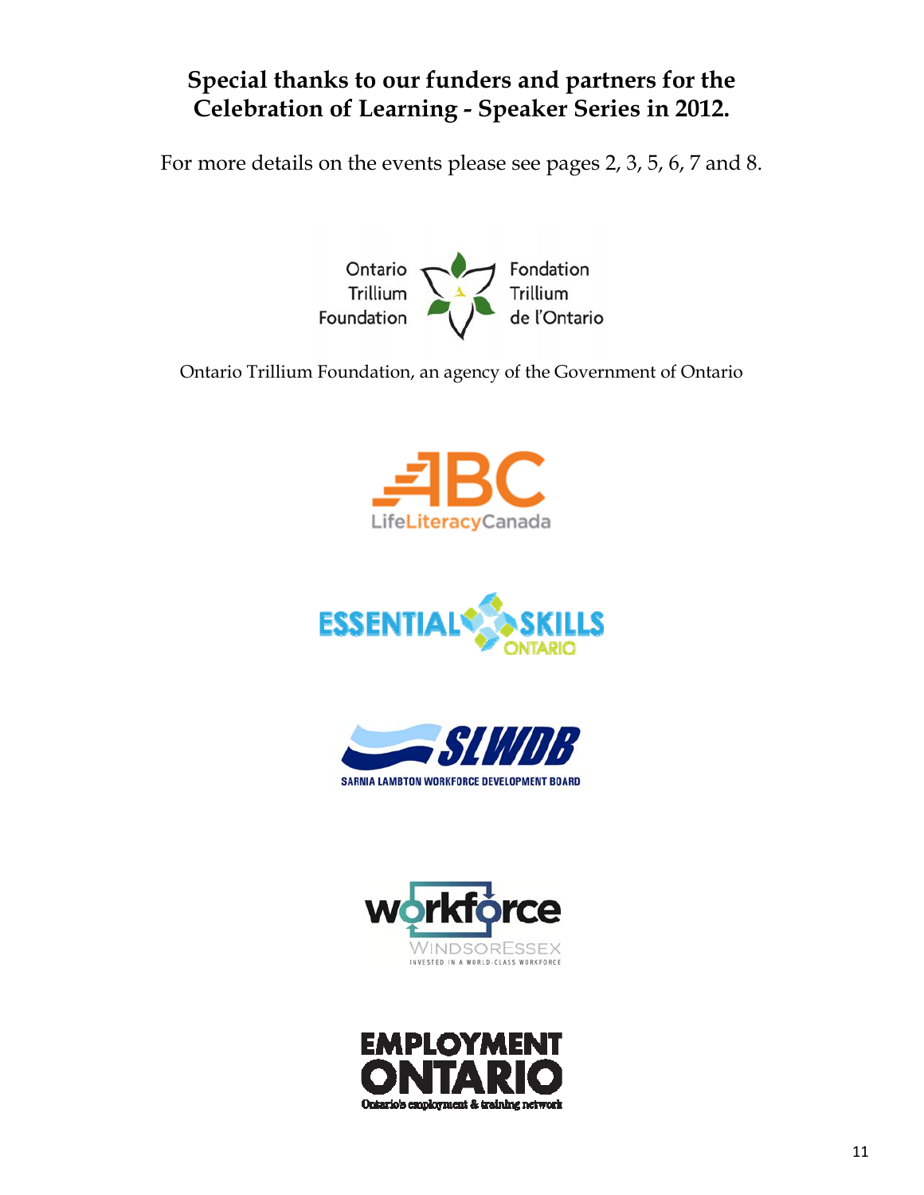## Special thanks to our funders and partners for the Celebration of Learning - Speaker Series in 2012.

For more details on the events please see pages 2, 3, 5, 6, 7 and 8.

Ontario Trillium Foundation Fondation Trillium de l'Ontario

Ontario Trillium Foundation, an agency of the Government of Ontario

ABC LifeLiteracyCanada

ESSENTIAL SKILLS ONTARIO

SLWDB

SARNIA LAMBTON WORKFORCE DEVELOPMENT BOARD

workforce WINDSORESSEX

INVESTED IN A WORLD-CLASS WORKFORCE

EMPLOYMENT ONTARIO

Ontario's employment & training network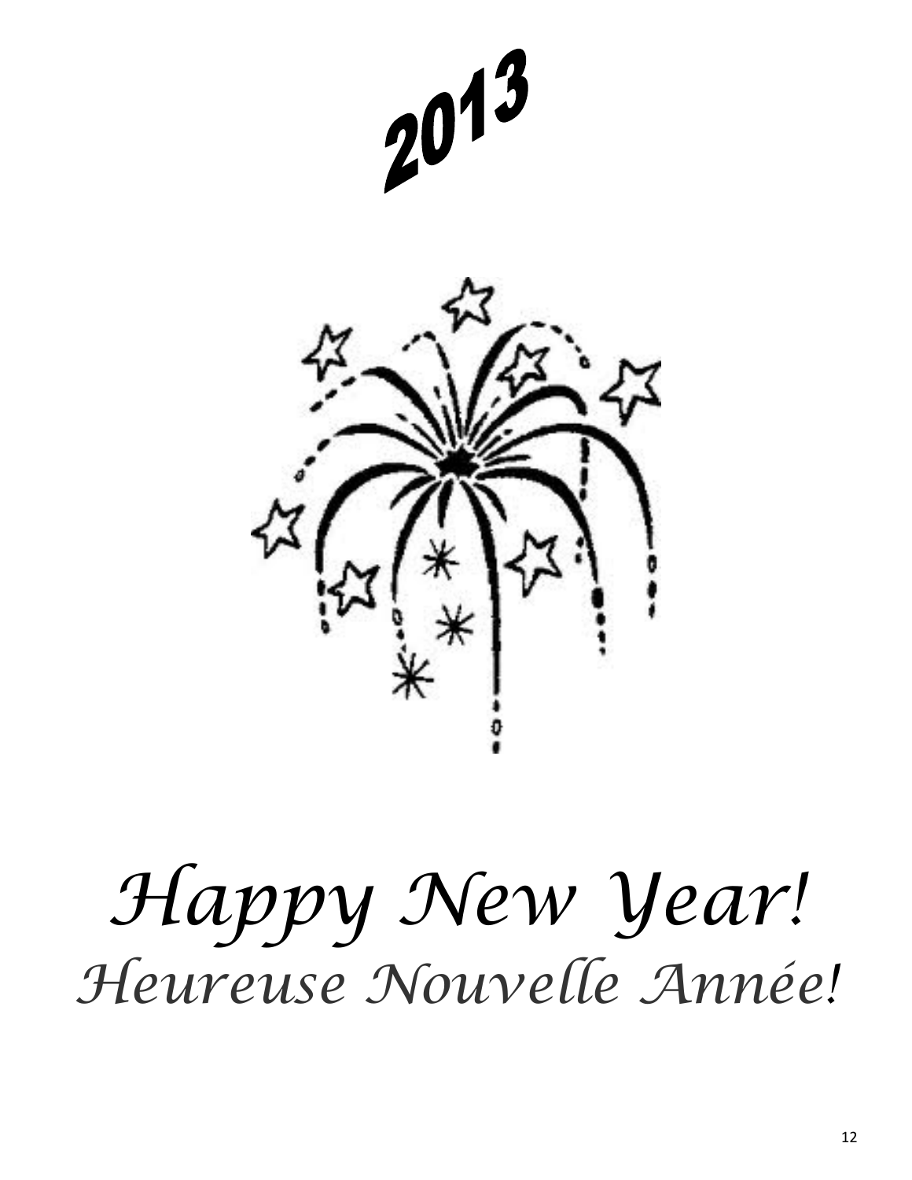# 2013

# *Happy New Year!*

## *Heureuse Nouvelle Année!*